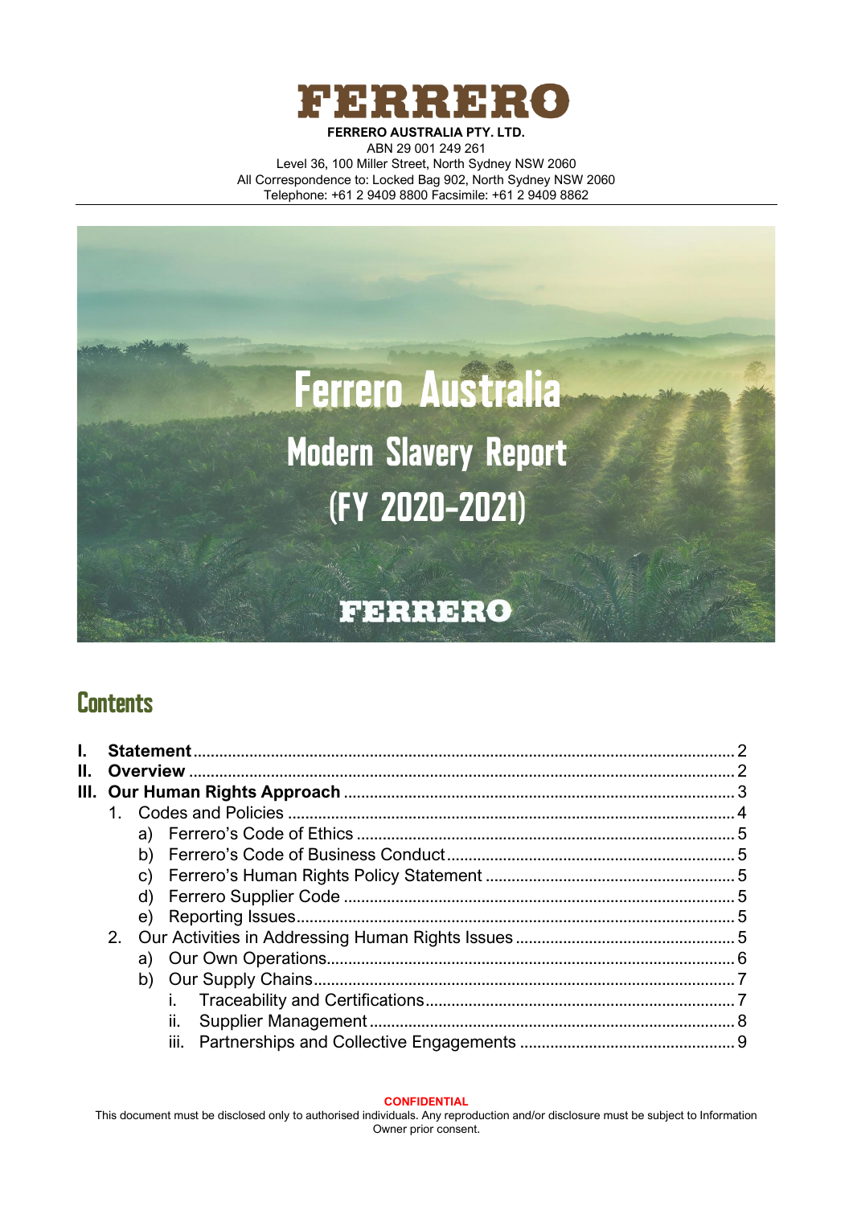# FERRERO

**FERRERO AUSTRALIA PTY. LTD.**
ABN 29 001 249 261
Level 36, 100 Miller Street, North Sydney NSW 2060
All Correspondence to: Locked Bag 902, North Sydney NSW 2060
Telephone: +61 2 9409 8800 Facsimile: +61 2 9409 8862

# Ferrero Australia

## Modern Slavery Report

## (FY 2020-2021)

FERRERO

## Contents

- **I. Statement** ..... 2
- **II. Overview** ..... 2
- **III. Our Human Rights Approach** ..... 3
  - 1. Codes and Policies ..... 4
    - a) Ferrero's Code of Ethics ..... 5
    - b) Ferrero's Code of Business Conduct ..... 5
    - c) Ferrero's Human Rights Policy Statement ..... 5
    - d) Ferrero Supplier Code ..... 5
    - e) Reporting Issues ..... 5
  - 2. Our Activities in Addressing Human Rights Issues ..... 5
    - a) Our Own Operations ..... 6
    - b) Our Supply Chains ..... 7
      - i. Traceability and Certifications ..... 7
      - ii. Supplier Management ..... 8
      - iii. Partnerships and Collective Engagements ..... 9

**CONFIDENTIAL**
This document must be disclosed only to authorised individuals. Any reproduction and/or disclosure must be subject to Information Owner prior consent.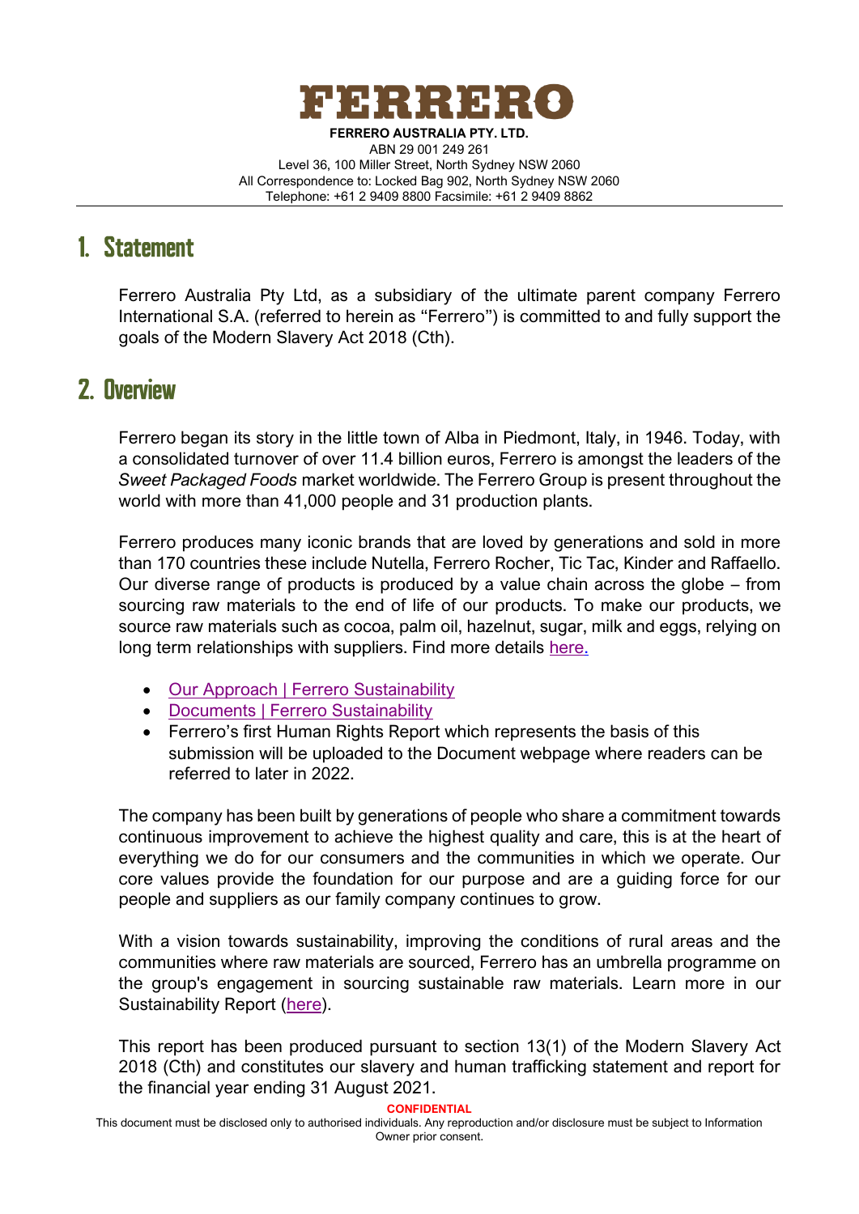**FERRERO**

**FERRERO AUSTRALIA PTY. LTD.**
ABN 29 001 249 261
Level 36, 100 Miller Street, North Sydney NSW 2060
All Correspondence to: Locked Bag 902, North Sydney NSW 2060
Telephone: +61 2 9409 8800 Facsimile: +61 2 9409 8862

## 1. Statement

Ferrero Australia Pty Ltd, as a subsidiary of the ultimate parent company Ferrero International S.A. (referred to herein as "Ferrero") is committed to and fully support the goals of the Modern Slavery Act 2018 (Cth).

## 2. Overview

Ferrero began its story in the little town of Alba in Piedmont, Italy, in 1946. Today, with a consolidated turnover of over 11.4 billion euros, Ferrero is amongst the leaders of the *Sweet Packaged Foods* market worldwide. The Ferrero Group is present throughout the world with more than 41,000 people and 31 production plants.

Ferrero produces many iconic brands that are loved by generations and sold in more than 170 countries these include Nutella, Ferrero Rocher, Tic Tac, Kinder and Raffaello. Our diverse range of products is produced by a value chain across the globe – from sourcing raw materials to the end of life of our products. To make our products, we source raw materials such as cocoa, palm oil, hazelnut, sugar, milk and eggs, relying on long term relationships with suppliers. Find more details here.

- Our Approach | Ferrero Sustainability
- Documents | Ferrero Sustainability
- Ferrero's first Human Rights Report which represents the basis of this submission will be uploaded to the Document webpage where readers can be referred to later in 2022.

The company has been built by generations of people who share a commitment towards continuous improvement to achieve the highest quality and care, this is at the heart of everything we do for our consumers and the communities in which we operate. Our core values provide the foundation for our purpose and are a guiding force for our people and suppliers as our family company continues to grow.

With a vision towards sustainability, improving the conditions of rural areas and the communities where raw materials are sourced, Ferrero has an umbrella programme on the group's engagement in sourcing sustainable raw materials. Learn more in our Sustainability Report (here).

This report has been produced pursuant to section 13(1) of the Modern Slavery Act 2018 (Cth) and constitutes our slavery and human trafficking statement and report for the financial year ending 31 August 2021.

**CONFIDENTIAL**
This document must be disclosed only to authorised individuals. Any reproduction and/or disclosure must be subject to Information Owner prior consent.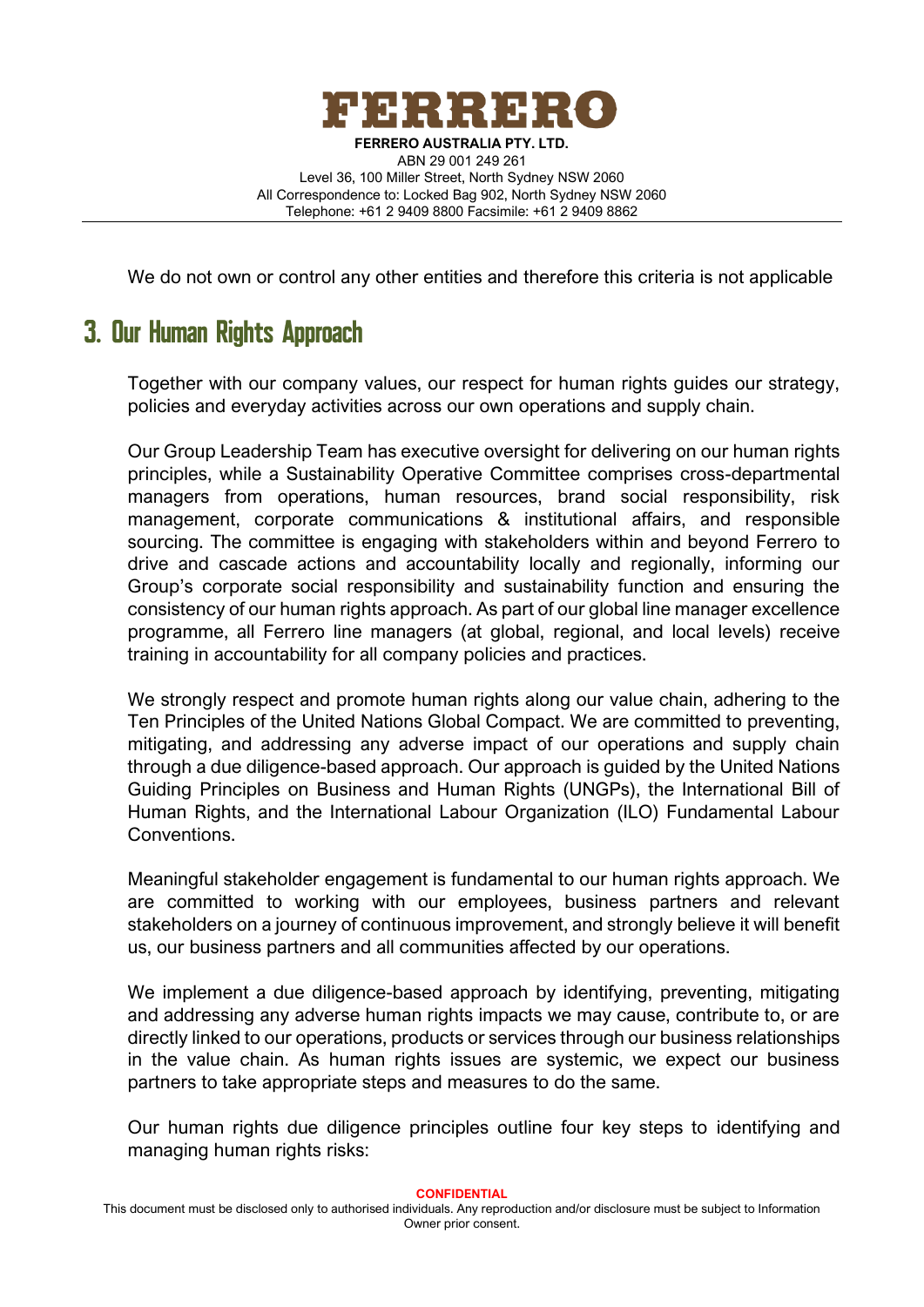We do not own or control any other entities and therefore this criteria is not applicable

## 3. Our Human Rights Approach

Together with our company values, our respect for human rights guides our strategy, policies and everyday activities across our own operations and supply chain.

Our Group Leadership Team has executive oversight for delivering on our human rights principles, while a Sustainability Operative Committee comprises cross-departmental managers from operations, human resources, brand social responsibility, risk management, corporate communications & institutional affairs, and responsible sourcing. The committee is engaging with stakeholders within and beyond Ferrero to drive and cascade actions and accountability locally and regionally, informing our Group's corporate social responsibility and sustainability function and ensuring the consistency of our human rights approach. As part of our global line manager excellence programme, all Ferrero line managers (at global, regional, and local levels) receive training in accountability for all company policies and practices.

We strongly respect and promote human rights along our value chain, adhering to the Ten Principles of the United Nations Global Compact. We are committed to preventing, mitigating, and addressing any adverse impact of our operations and supply chain through a due diligence-based approach. Our approach is guided by the United Nations Guiding Principles on Business and Human Rights (UNGPs), the International Bill of Human Rights, and the International Labour Organization (ILO) Fundamental Labour Conventions.

Meaningful stakeholder engagement is fundamental to our human rights approach. We are committed to working with our employees, business partners and relevant stakeholders on a journey of continuous improvement, and strongly believe it will benefit us, our business partners and all communities affected by our operations.

We implement a due diligence-based approach by identifying, preventing, mitigating and addressing any adverse human rights impacts we may cause, contribute to, or are directly linked to our operations, products or services through our business relationships in the value chain. As human rights issues are systemic, we expect our business partners to take appropriate steps and measures to do the same.

Our human rights due diligence principles outline four key steps to identifying and managing human rights risks: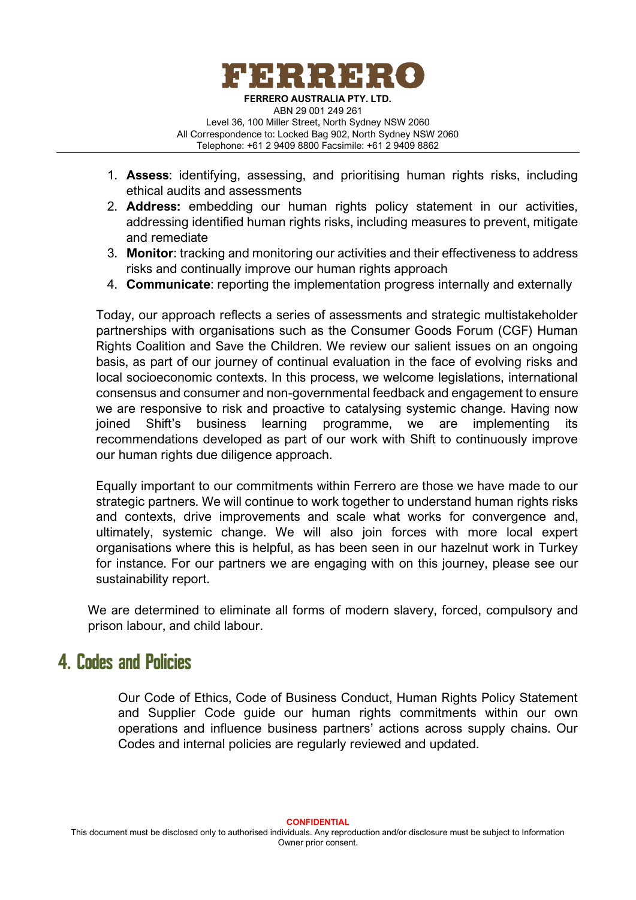1. **Assess**: identifying, assessing, and prioritising human rights risks, including ethical audits and assessments
2. **Address:** embedding our human rights policy statement in our activities, addressing identified human rights risks, including measures to prevent, mitigate and remediate
3. **Monitor**: tracking and monitoring our activities and their effectiveness to address risks and continually improve our human rights approach
4. **Communicate**: reporting the implementation progress internally and externally

Today, our approach reflects a series of assessments and strategic multistakeholder partnerships with organisations such as the Consumer Goods Forum (CGF) Human Rights Coalition and Save the Children. We review our salient issues on an ongoing basis, as part of our journey of continual evaluation in the face of evolving risks and local socioeconomic contexts. In this process, we welcome legislations, international consensus and consumer and non-governmental feedback and engagement to ensure we are responsive to risk and proactive to catalysing systemic change. Having now joined Shift's business learning programme, we are implementing its recommendations developed as part of our work with Shift to continuously improve our human rights due diligence approach.

Equally important to our commitments within Ferrero are those we have made to our strategic partners. We will continue to work together to understand human rights risks and contexts, drive improvements and scale what works for convergence and, ultimately, systemic change. We will also join forces with more local expert organisations where this is helpful, as has been seen in our hazelnut work in Turkey for instance. For our partners we are engaging with on this journey, please see our sustainability report.

We are determined to eliminate all forms of modern slavery, forced, compulsory and prison labour, and child labour.

## 4. Codes and Policies

Our Code of Ethics, Code of Business Conduct, Human Rights Policy Statement and Supplier Code guide our human rights commitments within our own operations and influence business partners' actions across supply chains. Our Codes and internal policies are regularly reviewed and updated.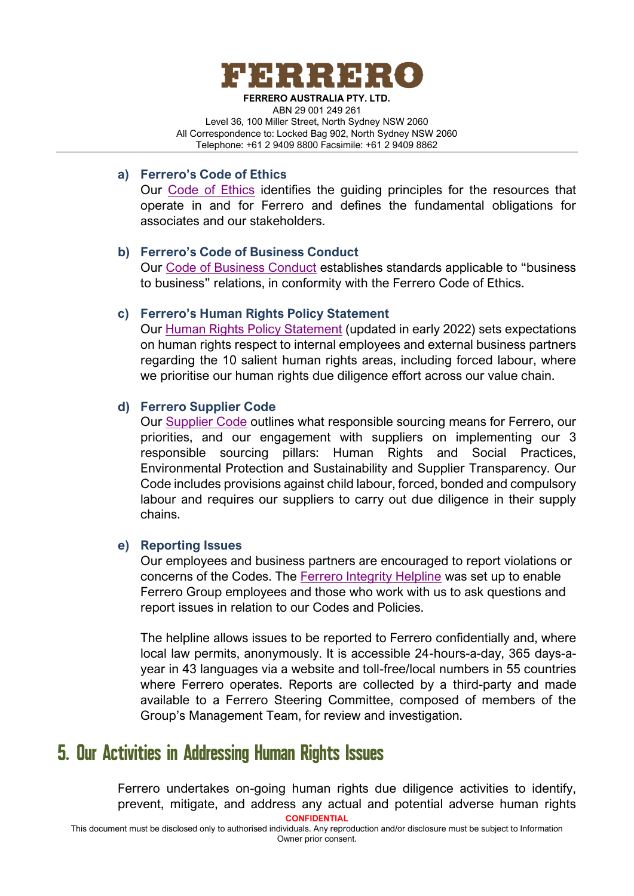a) **Ferrero's Code of Ethics**

Our Code of Ethics identifies the guiding principles for the resources that operate in and for Ferrero and defines the fundamental obligations for associates and our stakeholders.

b) **Ferrero's Code of Business Conduct**

Our Code of Business Conduct establishes standards applicable to "business to business" relations, in conformity with the Ferrero Code of Ethics.

c) **Ferrero's Human Rights Policy Statement**

Our Human Rights Policy Statement (updated in early 2022) sets expectations on human rights respect to internal employees and external business partners regarding the 10 salient human rights areas, including forced labour, where we prioritise our human rights due diligence effort across our value chain.

d) **Ferrero Supplier Code**

Our Supplier Code outlines what responsible sourcing means for Ferrero, our priorities, and our engagement with suppliers on implementing our 3 responsible sourcing pillars: Human Rights and Social Practices, Environmental Protection and Sustainability and Supplier Transparency. Our Code includes provisions against child labour, forced, bonded and compulsory labour and requires our suppliers to carry out due diligence in their supply chains.

e) **Reporting Issues**

Our employees and business partners are encouraged to report violations or concerns of the Codes. The Ferrero Integrity Helpline was set up to enable Ferrero Group employees and those who work with us to ask questions and report issues in relation to our Codes and Policies.

The helpline allows issues to be reported to Ferrero confidentially and, where local law permits, anonymously. It is accessible 24-hours-a-day, 365 days-a-year in 43 languages via a website and toll-free/local numbers in 55 countries where Ferrero operates. Reports are collected by a third-party and made available to a Ferrero Steering Committee, composed of members of the Group's Management Team, for review and investigation.

## 5. Our Activities in Addressing Human Rights Issues

Ferrero undertakes on-going human rights due diligence activities to identify, prevent, mitigate, and address any actual and potential adverse human rights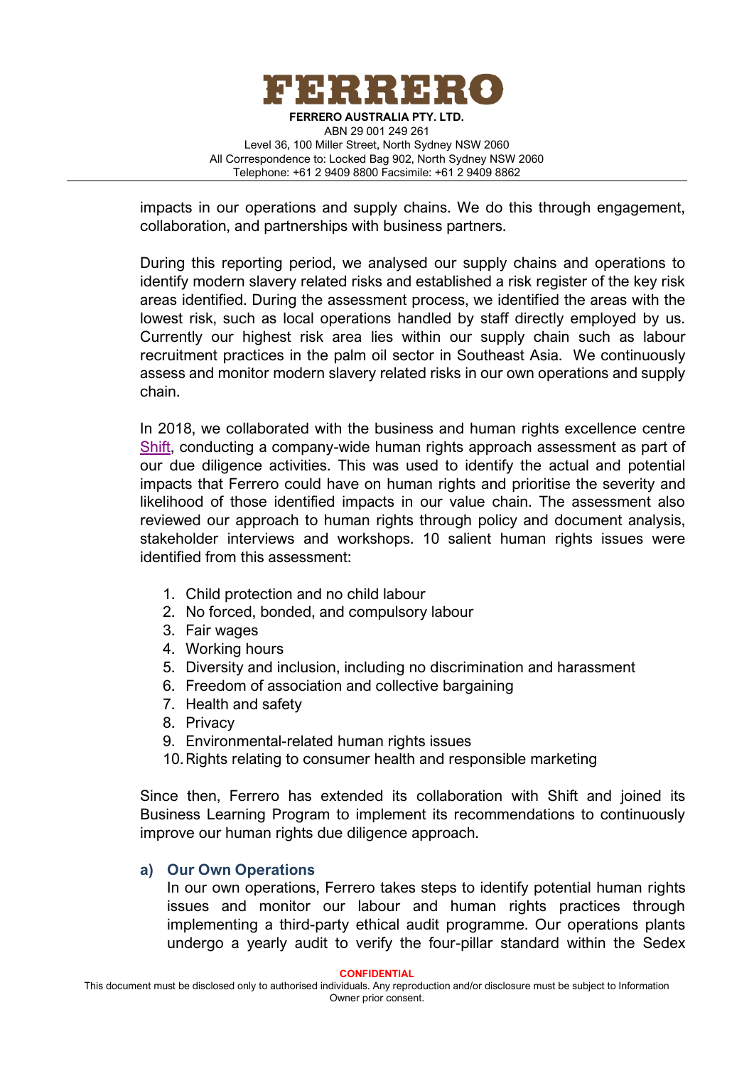impacts in our operations and supply chains. We do this through engagement, collaboration, and partnerships with business partners.

During this reporting period, we analysed our supply chains and operations to identify modern slavery related risks and established a risk register of the key risk areas identified. During the assessment process, we identified the areas with the lowest risk, such as local operations handled by staff directly employed by us. Currently our highest risk area lies within our supply chain such as labour recruitment practices in the palm oil sector in Southeast Asia. We continuously assess and monitor modern slavery related risks in our own operations and supply chain.

In 2018, we collaborated with the business and human rights excellence centre Shift, conducting a company-wide human rights approach assessment as part of our due diligence activities. This was used to identify the actual and potential impacts that Ferrero could have on human rights and prioritise the severity and likelihood of those identified impacts in our value chain. The assessment also reviewed our approach to human rights through policy and document analysis, stakeholder interviews and workshops. 10 salient human rights issues were identified from this assessment:

1. Child protection and no child labour
2. No forced, bonded, and compulsory labour
3. Fair wages
4. Working hours
5. Diversity and inclusion, including no discrimination and harassment
6. Freedom of association and collective bargaining
7. Health and safety
8. Privacy
9. Environmental-related human rights issues
10. Rights relating to consumer health and responsible marketing

Since then, Ferrero has extended its collaboration with Shift and joined its Business Learning Program to implement its recommendations to continuously improve our human rights due diligence approach.

### a) Our Own Operations

In our own operations, Ferrero takes steps to identify potential human rights issues and monitor our labour and human rights practices through implementing a third-party ethical audit programme. Our operations plants undergo a yearly audit to verify the four-pillar standard within the Sedex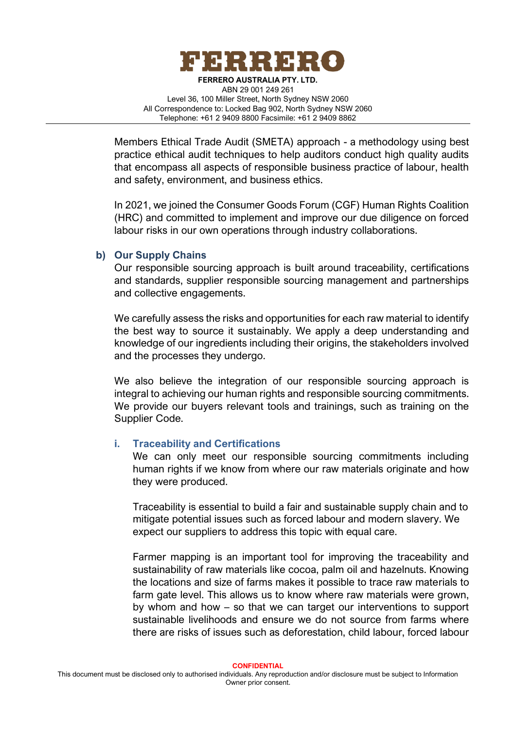Members Ethical Trade Audit (SMETA) approach - a methodology using best practice ethical audit techniques to help auditors conduct high quality audits that encompass all aspects of responsible business practice of labour, health and safety, environment, and business ethics.

In 2021, we joined the Consumer Goods Forum (CGF) Human Rights Coalition (HRC) and committed to implement and improve our due diligence on forced labour risks in our own operations through industry collaborations.

### b) Our Supply Chains

Our responsible sourcing approach is built around traceability, certifications and standards, supplier responsible sourcing management and partnerships and collective engagements.

We carefully assess the risks and opportunities for each raw material to identify the best way to source it sustainably. We apply a deep understanding and knowledge of our ingredients including their origins, the stakeholders involved and the processes they undergo.

We also believe the integration of our responsible sourcing approach is integral to achieving our human rights and responsible sourcing commitments. We provide our buyers relevant tools and trainings, such as training on the Supplier Code.

#### i. Traceability and Certifications

We can only meet our responsible sourcing commitments including human rights if we know from where our raw materials originate and how they were produced.

Traceability is essential to build a fair and sustainable supply chain and to mitigate potential issues such as forced labour and modern slavery. We expect our suppliers to address this topic with equal care.

Farmer mapping is an important tool for improving the traceability and sustainability of raw materials like cocoa, palm oil and hazelnuts. Knowing the locations and size of farms makes it possible to trace raw materials to farm gate level. This allows us to know where raw materials were grown, by whom and how – so that we can target our interventions to support sustainable livelihoods and ensure we do not source from farms where there are risks of issues such as deforestation, child labour, forced labour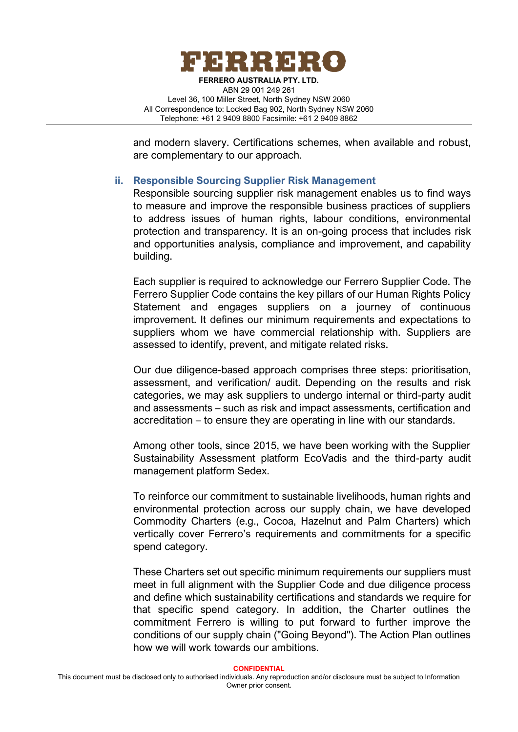and modern slavery. Certifications schemes, when available and robust, are complementary to our approach.

### ii. Responsible Sourcing Supplier Risk Management

Responsible sourcing supplier risk management enables us to find ways to measure and improve the responsible business practices of suppliers to address issues of human rights, labour conditions, environmental protection and transparency. It is an on-going process that includes risk and opportunities analysis, compliance and improvement, and capability building.

Each supplier is required to acknowledge our Ferrero Supplier Code. The Ferrero Supplier Code contains the key pillars of our Human Rights Policy Statement and engages suppliers on a journey of continuous improvement. It defines our minimum requirements and expectations to suppliers whom we have commercial relationship with. Suppliers are assessed to identify, prevent, and mitigate related risks.

Our due diligence-based approach comprises three steps: prioritisation, assessment, and verification/ audit. Depending on the results and risk categories, we may ask suppliers to undergo internal or third-party audit and assessments – such as risk and impact assessments, certification and accreditation – to ensure they are operating in line with our standards.

Among other tools, since 2015, we have been working with the Supplier Sustainability Assessment platform EcoVadis and the third-party audit management platform Sedex.

To reinforce our commitment to sustainable livelihoods, human rights and environmental protection across our supply chain, we have developed Commodity Charters (e.g., Cocoa, Hazelnut and Palm Charters) which vertically cover Ferrero's requirements and commitments for a specific spend category.

These Charters set out specific minimum requirements our suppliers must meet in full alignment with the Supplier Code and due diligence process and define which sustainability certifications and standards we require for that specific spend category. In addition, the Charter outlines the commitment Ferrero is willing to put forward to further improve the conditions of our supply chain ("Going Beyond"). The Action Plan outlines how we will work towards our ambitions.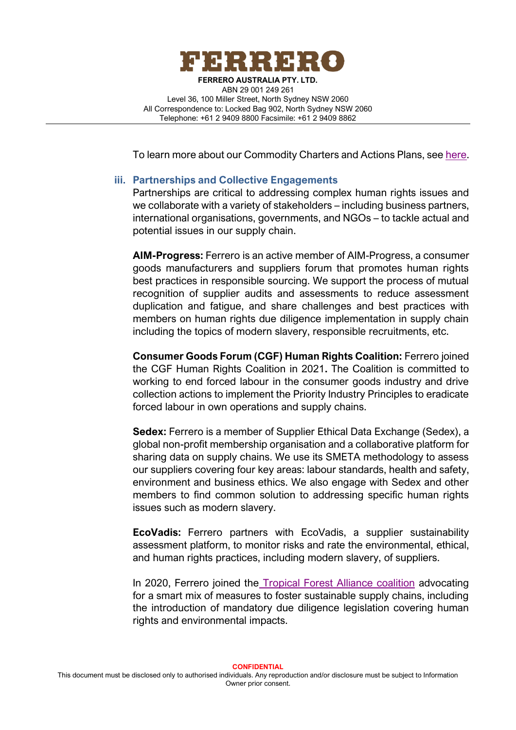To learn more about our Commodity Charters and Actions Plans, see here.

### iii. Partnerships and Collective Engagements

Partnerships are critical to addressing complex human rights issues and we collaborate with a variety of stakeholders – including business partners, international organisations, governments, and NGOs – to tackle actual and potential issues in our supply chain.

**AIM-Progress:** Ferrero is an active member of AIM-Progress, a consumer goods manufacturers and suppliers forum that promotes human rights best practices in responsible sourcing. We support the process of mutual recognition of supplier audits and assessments to reduce assessment duplication and fatigue, and share challenges and best practices with members on human rights due diligence implementation in supply chain including the topics of modern slavery, responsible recruitments, etc.

**Consumer Goods Forum (CGF) Human Rights Coalition:** Ferrero joined the CGF Human Rights Coalition in 2021**.** The Coalition is committed to working to end forced labour in the consumer goods industry and drive collection actions to implement the Priority Industry Principles to eradicate forced labour in own operations and supply chains.

**Sedex:** Ferrero is a member of Supplier Ethical Data Exchange (Sedex), a global non-profit membership organisation and a collaborative platform for sharing data on supply chains. We use its SMETA methodology to assess our suppliers covering four key areas: labour standards, health and safety, environment and business ethics. We also engage with Sedex and other members to find common solution to addressing specific human rights issues such as modern slavery.

**EcoVadis:** Ferrero partners with EcoVadis, a supplier sustainability assessment platform, to monitor risks and rate the environmental, ethical, and human rights practices, including modern slavery, of suppliers.

In 2020, Ferrero joined the Tropical Forest Alliance coalition advocating for a smart mix of measures to foster sustainable supply chains, including the introduction of mandatory due diligence legislation covering human rights and environmental impacts.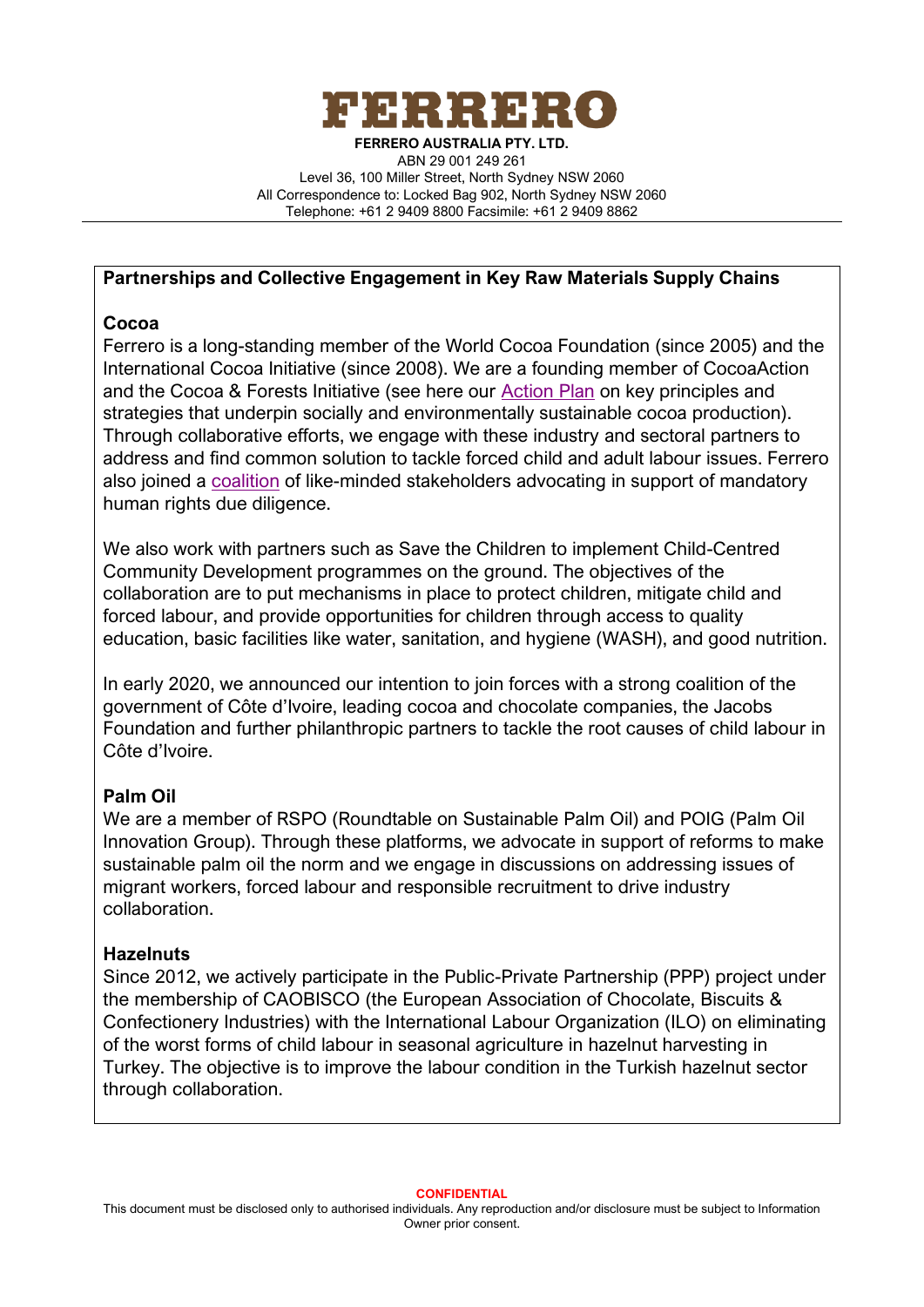## Partnerships and Collective Engagement in Key Raw Materials Supply Chains

### Cocoa

Ferrero is a long-standing member of the World Cocoa Foundation (since 2005) and the International Cocoa Initiative (since 2008). We are a founding member of CocoaAction and the Cocoa & Forests Initiative (see here our Action Plan on key principles and strategies that underpin socially and environmentally sustainable cocoa production). Through collaborative efforts, we engage with these industry and sectoral partners to address and find common solution to tackle forced child and adult labour issues. Ferrero also joined a coalition of like-minded stakeholders advocating in support of mandatory human rights due diligence.

We also work with partners such as Save the Children to implement Child-Centred Community Development programmes on the ground. The objectives of the collaboration are to put mechanisms in place to protect children, mitigate child and forced labour, and provide opportunities for children through access to quality education, basic facilities like water, sanitation, and hygiene (WASH), and good nutrition.

In early 2020, we announced our intention to join forces with a strong coalition of the government of Côte d'Ivoire, leading cocoa and chocolate companies, the Jacobs Foundation and further philanthropic partners to tackle the root causes of child labour in Côte d'Ivoire.

### Palm Oil

We are a member of RSPO (Roundtable on Sustainable Palm Oil) and POIG (Palm Oil Innovation Group). Through these platforms, we advocate in support of reforms to make sustainable palm oil the norm and we engage in discussions on addressing issues of migrant workers, forced labour and responsible recruitment to drive industry collaboration.

### Hazelnuts

Since 2012, we actively participate in the Public-Private Partnership (PPP) project under the membership of CAOBISCO (the European Association of Chocolate, Biscuits & Confectionery Industries) with the International Labour Organization (ILO) on eliminating of the worst forms of child labour in seasonal agriculture in hazelnut harvesting in Turkey. The objective is to improve the labour condition in the Turkish hazelnut sector through collaboration.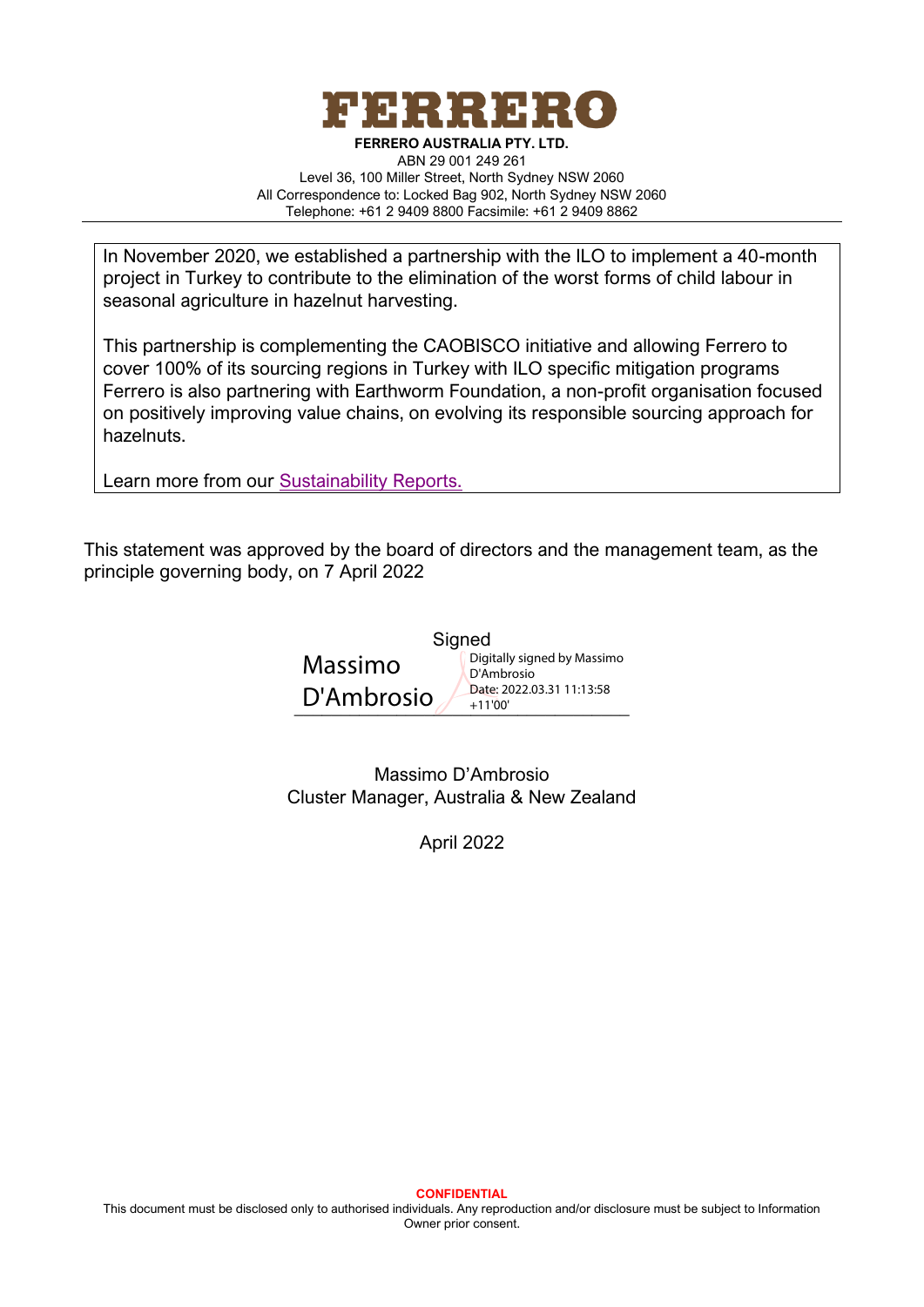FERRERO

**FERRERO AUSTRALIA PTY. LTD.**
ABN 29 001 249 261
Level 36, 100 Miller Street, North Sydney NSW 2060
All Correspondence to: Locked Bag 902, North Sydney NSW 2060
Telephone: +61 2 9409 8800 Facsimile: +61 2 9409 8862

In November 2020, we established a partnership with the ILO to implement a 40-month project in Turkey to contribute to the elimination of the worst forms of child labour in seasonal agriculture in hazelnut harvesting.

This partnership is complementing the CAOBISCO initiative and allowing Ferrero to cover 100% of its sourcing regions in Turkey with ILO specific mitigation programs Ferrero is also partnering with Earthworm Foundation, a non-profit organisation focused on positively improving value chains, on evolving its responsible sourcing approach for hazelnuts.

Learn more from our Sustainability Reports.

This statement was approved by the board of directors and the management team, as the principle governing body, on 7 April 2022

Signed

Massimo D'Ambrosio — Digitally signed by Massimo D'Ambrosio Date: 2022.03.31 11:13:58 +11'00'

Massimo D'Ambrosio
Cluster Manager, Australia & New Zealand

April 2022

**CONFIDENTIAL**
This document must be disclosed only to authorised individuals. Any reproduction and/or disclosure must be subject to Information Owner prior consent.